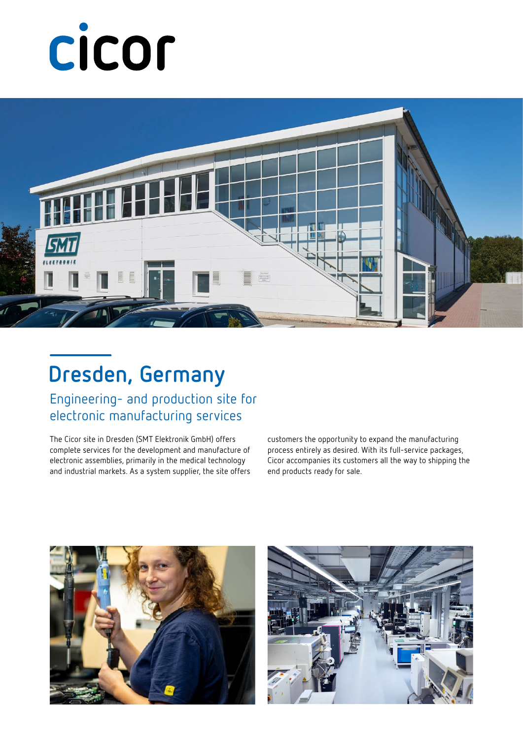cicor

# Dresden, Germany

## Engineering- and production site for electronic manufacturing services

The Cicor site in Dresden (SMT Elektronik GmbH) offers complete services for the development and manufacture of electronic assemblies, primarily in the medical technology and industrial markets. As a system supplier, the site offers customers the opportunity to expand the manufacturing process entirely as desired. With its full-service packages, Cicor accompanies its customers all the way to shipping the end products ready for sale.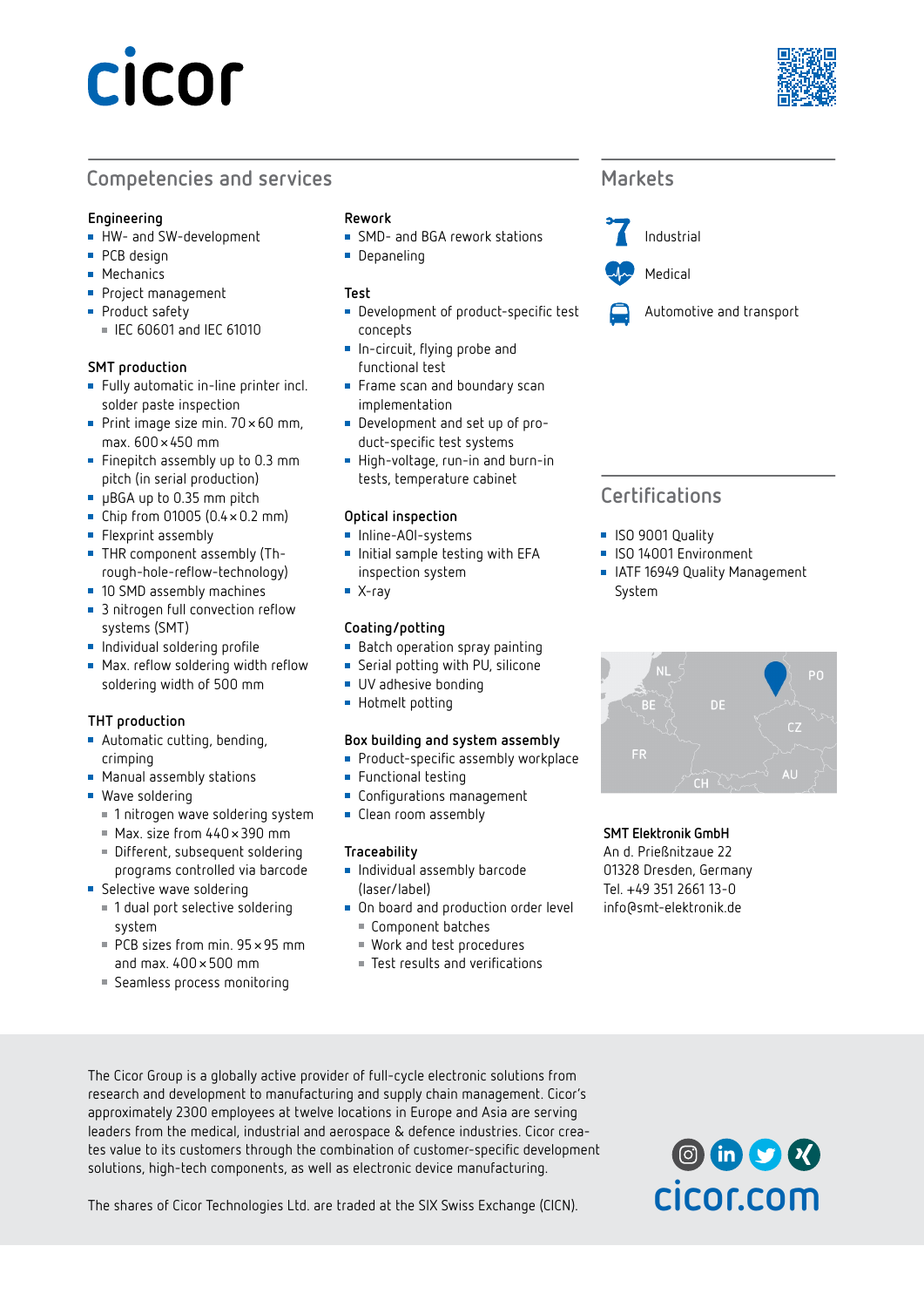cicor

## Competencies and services

### Engineering

- HW- and SW-development
- PCB design
- Mechanics
- Project management
- Product safety
  - IEC 60601 and IEC 61010

### SMT production

- Fully automatic in-line printer incl. solder paste inspection
- Print image size min. 70 × 60 mm, max. 600 × 450 mm
- Finepitch assembly up to 0.3 mm pitch (in serial production)
- µBGA up to 0.35 mm pitch
- Chip from 01005 (0.4 × 0.2 mm)
- Flexprint assembly
- THR component assembly (Th­rough-hole-reflow-technology)
- 10 SMD assembly machines
- 3 nitrogen full convection reflow systems (SMT)
- Individual soldering profile
- Max. reflow soldering width reflow soldering width of 500 mm

### THT production

- Automatic cutting, bending, crimping
- Manual assembly stations
- Wave soldering
  - 1 nitrogen wave soldering system
  - Max. size from 440 × 390 mm
  - Different, subsequent soldering programs controlled via barcode
- Selective wave soldering
  - 1 dual port selective soldering system
  - PCB sizes from min. 95 × 95 mm and max. 400 × 500 mm
  - Seamless process monitoring

### Rework

- SMD- and BGA rework stations
- Depaneling

### Test

- Development of product-specific test concepts
- In-circuit, flying probe and functional test
- Frame scan and boundary scan implementation
- Development and set up of pro­duct-specific test systems
- High-voltage, run-in and burn-in tests, temperature cabinet

### Optical inspection

- Inline-AOI-systems
- Initial sample testing with EFA inspection system
- X-ray

### Coating/potting

- Batch operation spray painting
- Serial potting with PU, silicone
- UV adhesive bonding
- Hotmelt potting

### Box building and system assembly

- Product-specific assembly workplace
- Functional testing
- Configurations management
- Clean room assembly

### Traceability

- Individual assembly barcode (laser/label)
- On board and production order level
  - Component batches
  - Work and test procedures
  - Test results and verifications

## Markets

- Industrial
- Medical
- Automotive and transport

## Certifications

- ISO 9001 Quality
- ISO 14001 Environment
- IATF 16949 Quality Management System

NL
BE
DE
PO
CZ
FR
CH
AU

**SMT Elektronik GmbH**
An d. Prießnitzaue 22
01328 Dresden, Germany
Tel. +49 351 2661 13-0
info@smt-elektronik.de

The Cicor Group is a globally active provider of full-cycle electronic solutions from research and development to manufacturing and supply chain management. Cicor's approximately 2300 employees at twelve locations in Europe and Asia are serving leaders from the medical, industrial and aerospace & defence industries. Cicor crea­tes value to its customers through the combination of customer-specific development solutions, high-tech components, as well as electronic device manufacturing.

The shares of Cicor Technologies Ltd. are traded at the SIX Swiss Exchange (CICN).

cicor.com